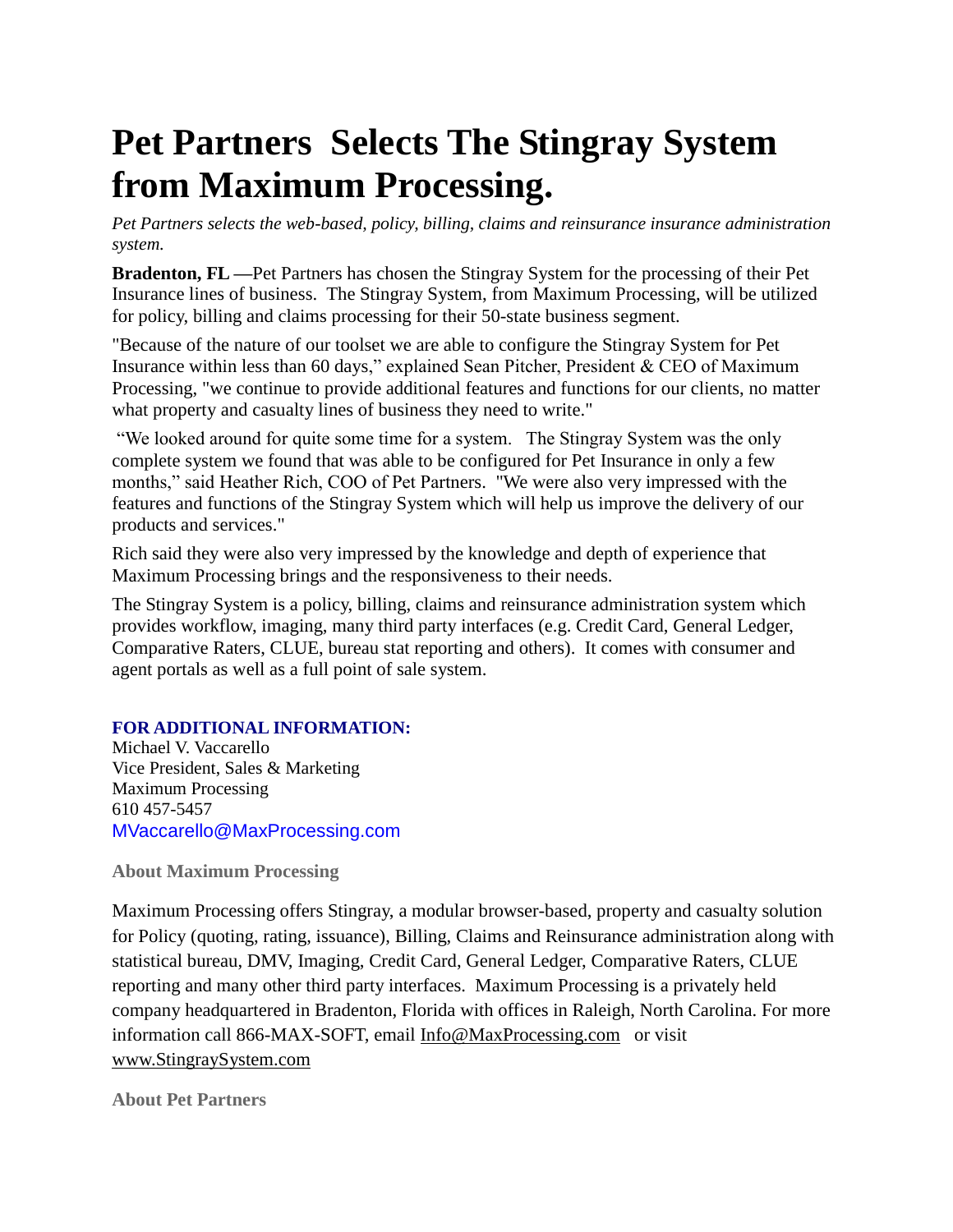# Pet Partners  Selects The Stingray System from Maximum Processing.

*Pet Partners selects the web-based, policy, billing, claims and reinsurance insurance administration system.*

**Bradenton, FL —**Pet Partners has chosen the Stingray System for the processing of their Pet Insurance lines of business.  The Stingray System, from Maximum Processing, will be utilized for policy, billing and claims processing for their 50-state business segment.

"Because of the nature of our toolset we are able to configure the Stingray System for Pet Insurance within less than 60 days," explained Sean Pitcher, President & CEO of Maximum Processing, "we continue to provide additional features and functions for our clients, no matter what property and casualty lines of business they need to write."

"We looked around for quite some time for a system.   The Stingray System was the only complete system we found that was able to be configured for Pet Insurance in only a few months," said Heather Rich, COO of Pet Partners.  "We were also very impressed with the features and functions of the Stingray System which will help us improve the delivery of our products and services."

Rich said they were also very impressed by the knowledge and depth of experience that Maximum Processing brings and the responsiveness to their needs.

The Stingray System is a policy, billing, claims and reinsurance administration system which provides workflow, imaging, many third party interfaces (e.g. Credit Card, General Ledger, Comparative Raters, CLUE, bureau stat reporting and others).  It comes with consumer and agent portals as well as a full point of sale system.

**FOR ADDITIONAL INFORMATION:**
Michael V. Vaccarello
Vice President, Sales & Marketing
Maximum Processing
610 457-5457
MVaccarello@MaxProcessing.com

**About Maximum Processing**

Maximum Processing offers Stingray, a modular browser-based, property and casualty solution for Policy (quoting, rating, issuance), Billing, Claims and Reinsurance administration along with statistical bureau, DMV, Imaging, Credit Card, General Ledger, Comparative Raters, CLUE reporting and many other third party interfaces.  Maximum Processing is a privately held company headquartered in Bradenton, Florida with offices in Raleigh, North Carolina. For more information call 866-MAX-SOFT, email Info@MaxProcessing.com   or visit www.StingraySystem.com

**About Pet Partners**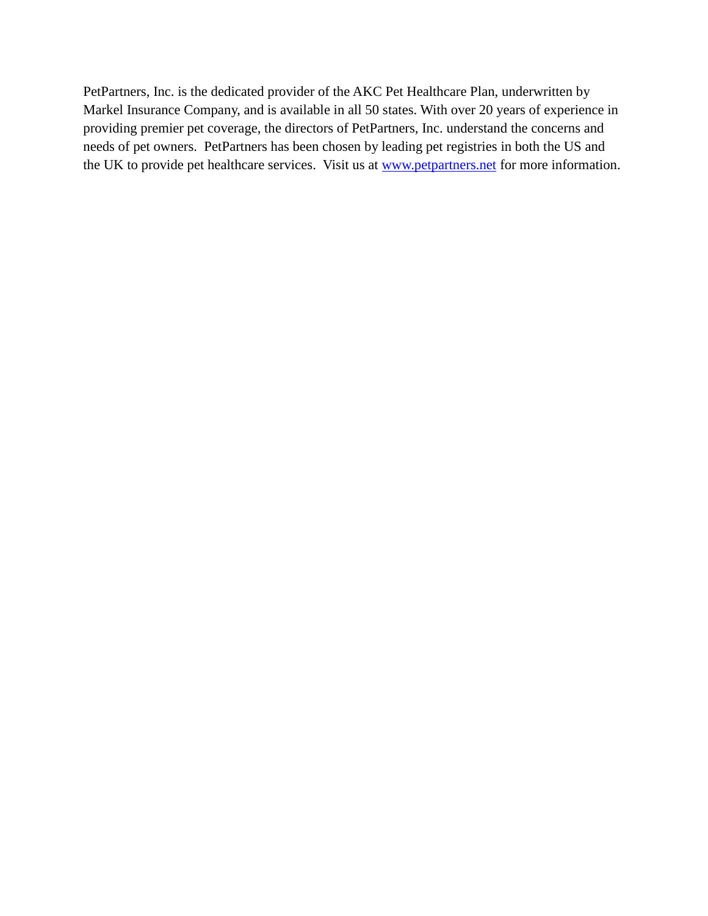PetPartners, Inc. is the dedicated provider of the AKC Pet Healthcare Plan, underwritten by Markel Insurance Company, and is available in all 50 states. With over 20 years of experience in providing premier pet coverage, the directors of PetPartners, Inc. understand the concerns and needs of pet owners. PetPartners has been chosen by leading pet registries in both the US and the UK to provide pet healthcare services. Visit us at [www.petpartners.net](http://www.petpartners.net) for more information.